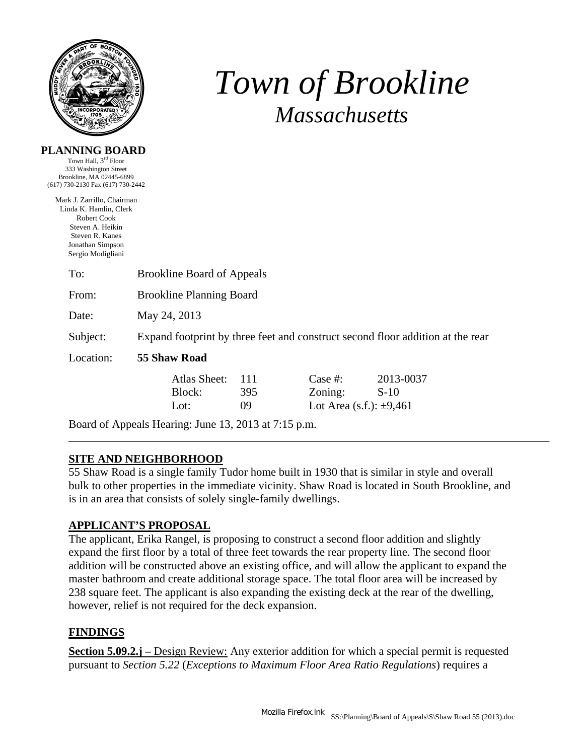# *Town of Brookline*
## *Massachusetts*

**PLANNING BOARD**
Town Hall, 3rd Floor
333 Washington Street
Brookline, MA 02445-6899
(617) 730-2130 Fax (617) 730-2442

Mark J. Zarrillo, Chairman
Linda K. Hamlin, Clerk
Robert Cook
Steven A. Heikin
Steven R. Kanes
Jonathan Simpson
Sergio Modigliani

To: Brookline Board of Appeals

From: Brookline Planning Board

Date: May 24, 2013

Subject: Expand footprint by three feet and construct second floor addition at the rear

Location: **55 Shaw Road**

| | | | |
|---|---|---|---|
| Atlas Sheet: | 111 | Case #: | 2013-0037 |
| Block: | 395 | Zoning: | S-10 |
| Lot: | 09 | Lot Area (s.f.): ±9,461 | |

Board of Appeals Hearing: June 13, 2013 at 7:15 p.m.

---

## SITE AND NEIGHBORHOOD

55 Shaw Road is a single family Tudor home built in 1930 that is similar in style and overall bulk to other properties in the immediate vicinity. Shaw Road is located in South Brookline, and is in an area that consists of solely single-family dwellings.

## APPLICANT'S PROPOSAL

The applicant, Erika Rangel, is proposing to construct a second floor addition and slightly expand the first floor by a total of three feet towards the rear property line. The second floor addition will be constructed above an existing office, and will allow the applicant to expand the master bathroom and create additional storage space. The total floor area will be increased by 238 square feet. The applicant is also expanding the existing deck at the rear of the dwelling, however, relief is not required for the deck expansion.

## FINDINGS

**Section 5.09.2.j –** Design Review: Any exterior addition for which a special permit is requested pursuant to *Section 5.22* (*Exceptions to Maximum Floor Area Ratio Regulations*) requires a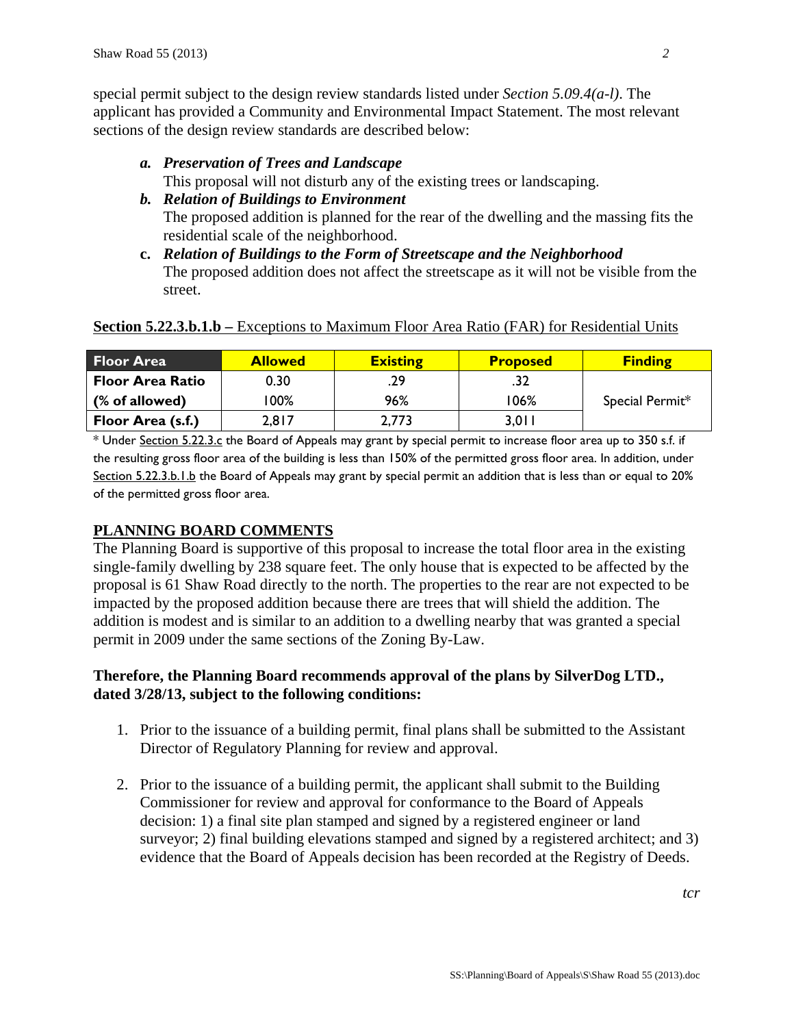special permit subject to the design review standards listed under *Section 5.09.4(a-l)*. The applicant has provided a Community and Environmental Impact Statement. The most relevant sections of the design review standards are described below:

a. ***Preservation of Trees and Landscape***
   This proposal will not disturb any of the existing trees or landscaping.
b. ***Relation of Buildings to Environment***
   The proposed addition is planned for the rear of the dwelling and the massing fits the residential scale of the neighborhood.
c. ***Relation of Buildings to the Form of Streetscape and the Neighborhood***
   The proposed addition does not affect the streetscape as it will not be visible from the street.

**Section 5.22.3.b.1.b –** Exceptions to Maximum Floor Area Ratio (FAR) for Residential Units

| Floor Area | Allowed | Existing | Proposed | Finding |
|---|---|---|---|---|
| Floor Area Ratio | 0.30 | .29 | .32 | Special Permit* |
| (% of allowed) | 100% | 96% | 106% | |
| Floor Area (s.f.) | 2,817 | 2,773 | 3,011 | |

\* Under Section 5.22.3.c the Board of Appeals may grant by special permit to increase floor area up to 350 s.f. if the resulting gross floor area of the building is less than 150% of the permitted gross floor area. In addition, under Section 5.22.3.b.1.b the Board of Appeals may grant by special permit an addition that is less than or equal to 20% of the permitted gross floor area.

## PLANNING BOARD COMMENTS

The Planning Board is supportive of this proposal to increase the total floor area in the existing single-family dwelling by 238 square feet. The only house that is expected to be affected by the proposal is 61 Shaw Road directly to the north. The properties to the rear are not expected to be impacted by the proposed addition because there are trees that will shield the addition. The addition is modest and is similar to an addition to a dwelling nearby that was granted a special permit in 2009 under the same sections of the Zoning By-Law.

**Therefore, the Planning Board recommends approval of the plans by SilverDog LTD., dated 3/28/13, subject to the following conditions:**

1. Prior to the issuance of a building permit, final plans shall be submitted to the Assistant Director of Regulatory Planning for review and approval.

2. Prior to the issuance of a building permit, the applicant shall submit to the Building Commissioner for review and approval for conformance to the Board of Appeals decision: 1) a final site plan stamped and signed by a registered engineer or land surveyor; 2) final building elevations stamped and signed by a registered architect; and 3) evidence that the Board of Appeals decision has been recorded at the Registry of Deeds.

*tcr*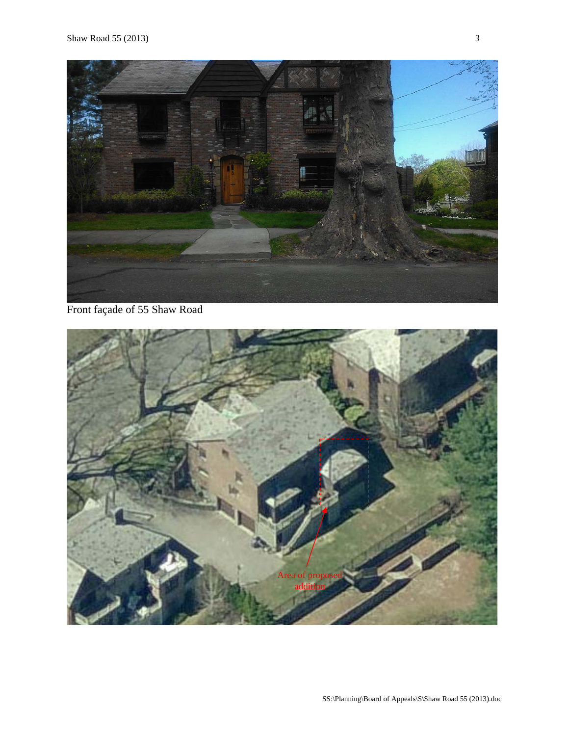Front façade of 55 Shaw Road

Area of proposed addition